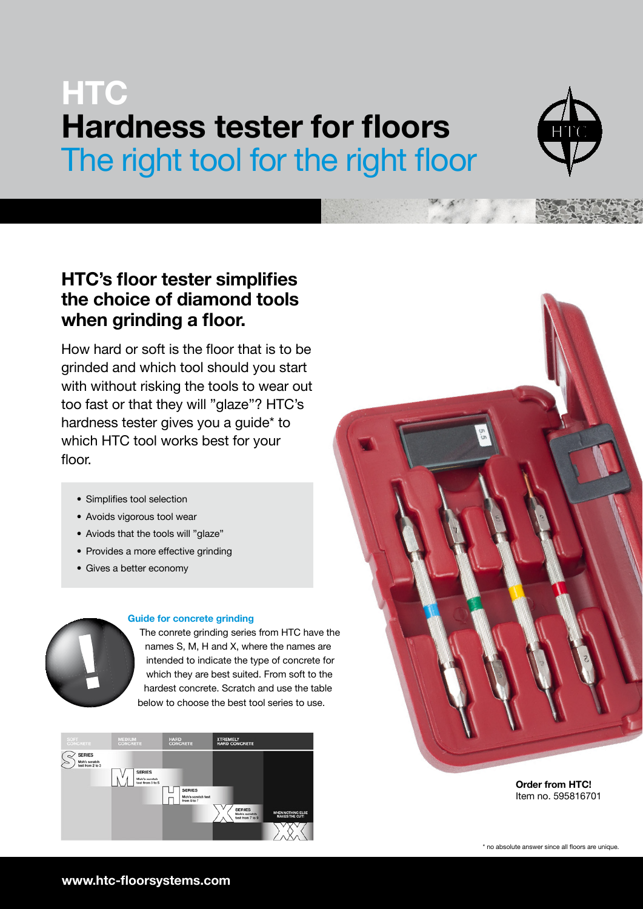# HTC
# Hardness tester for floors
## The right tool for the right floor

### HTC's floor tester simplifies the choice of diamond tools when grinding a floor.

How hard or soft is the floor that is to be grinded and which tool should you start with without risking the tools to wear out too fast or that they will "glaze"? HTC's hardness tester gives you a guide* to which HTC tool works best for your floor.

- Simplifies tool selection
- Avoids vigorous tool wear
- Aviods that the tools will "glaze"
- Provides a more effective grinding
- Gives a better economy

**Guide for concrete grinding**

The conrete grinding series from HTC have the names S, M, H and X, where the names are intended to indicate the type of concrete for which they are best suited. From soft to the hardest concrete. Scratch and use the table below to choose the best tool series to use.

| SOFT CONCRETE | MEDIUM CONCRETE | HARD CONCRETE | XTREMELY HARD CONCRETE | |
|---|---|---|---|---|
| S SERIES Moh's scratch test from 2 to 3 | | | | |
| | M SERIES Moh's scratch test from 3 to 5 | | | |
| | | H SERIES Moh's scratch test from 5 to 7 | | |
| | | | X SERIES Moh's scratch test from 7 to 9 | WHEN NOTHING ELSE MAKES THE CUT! |
| | | | | XX |

**Order from HTC!**
Item no. 595816701

* no absolute answer since all floors are unique.

www.htc-floorsystems.com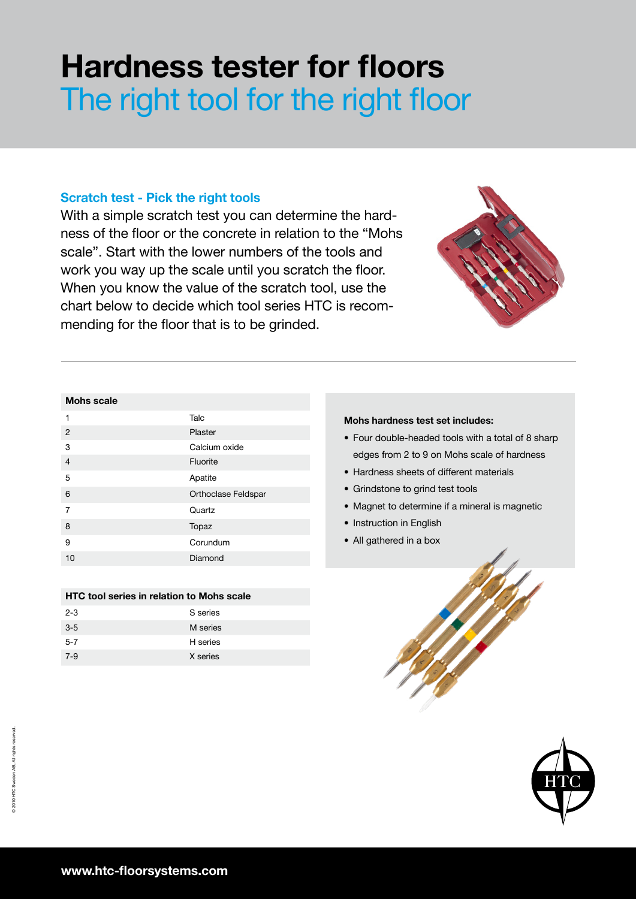# Hardness tester for floors

## The right tool for the right floor

### Scratch test - Pick the right tools

With a simple scratch test you can determine the hardness of the floor or the concrete in relation to the "Mohs scale". Start with the lower numbers of the tools and work you way up the scale until you scratch the floor. When you know the value of the scratch tool, use the chart below to decide which tool series HTC is recommending for the floor that is to be grinded.

---

| Mohs scale | |
|---|---|
| 1 | Talc |
| 2 | Plaster |
| 3 | Calcium oxide |
| 4 | Fluorite |
| 5 | Apatite |
| 6 | Orthoclase Feldspar |
| 7 | Quartz |
| 8 | Topaz |
| 9 | Corundum |
| 10 | Diamond |

| HTC tool series in relation to Mohs scale | |
|---|---|
| 2-3 | S series |
| 3-5 | M series |
| 5-7 | H series |
| 7-9 | X series |

**Mohs hardness test set includes:**

- Four double-headed tools with a total of 8 sharp edges from 2 to 9 on Mohs scale of hardness
- Hardness sheets of different materials
- Grindstone to grind test tools
- Magnet to determine if a mineral is magnetic
- Instruction in English
- All gathered in a box

HTC

© 2010 HTC Sweden AB. All rights reserved.

www.htc-floorsystems.com